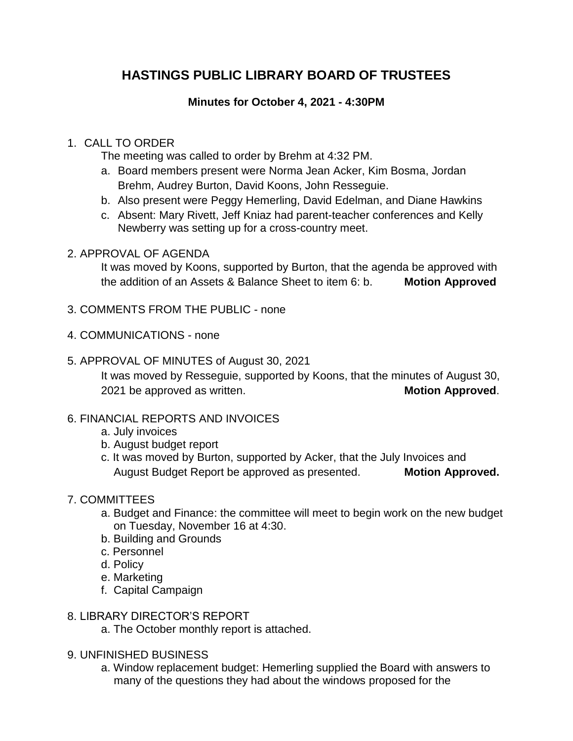# HASTINGS PUBLIC LIBRARY BOARD OF TRUSTEES

### Minutes for October 4, 2021 - 4:30PM

1. CALL TO ORDER

   The meeting was called to order by Brehm at 4:32 PM.

   a. Board members present were Norma Jean Acker, Kim Bosma, Jordan Brehm, Audrey Burton, David Koons, John Resseguie.
   
   b. Also present were Peggy Hemerling, David Edelman, and Diane Hawkins
   
   c. Absent: Mary Rivett, Jeff Kniaz had parent-teacher conferences and Kelly Newberry was setting up for a cross-country meet.

2. APPROVAL OF AGENDA

   It was moved by Koons, supported by Burton, that the agenda be approved with the addition of an Assets & Balance Sheet to item 6: b. **Motion Approved**

3. COMMENTS FROM THE PUBLIC - none

4. COMMUNICATIONS - none

5. APPROVAL OF MINUTES of August 30, 2021

   It was moved by Resseguie, supported by Koons, that the minutes of August 30, 2021 be approved as written. **Motion Approved**.

6. FINANCIAL REPORTS AND INVOICES

   a. July invoices
   
   b. August budget report
   
   c. It was moved by Burton, supported by Acker, that the July Invoices and August Budget Report be approved as presented. **Motion Approved.**

7. COMMITTEES

   a. Budget and Finance: the committee will meet to begin work on the new budget on Tuesday, November 16 at 4:30.
   
   b. Building and Grounds
   
   c. Personnel
   
   d. Policy
   
   e. Marketing
   
   f. Capital Campaign

8. LIBRARY DIRECTOR'S REPORT

   a. The October monthly report is attached.

9. UNFINISHED BUSINESS

   a. Window replacement budget: Hemerling supplied the Board with answers to many of the questions they had about the windows proposed for the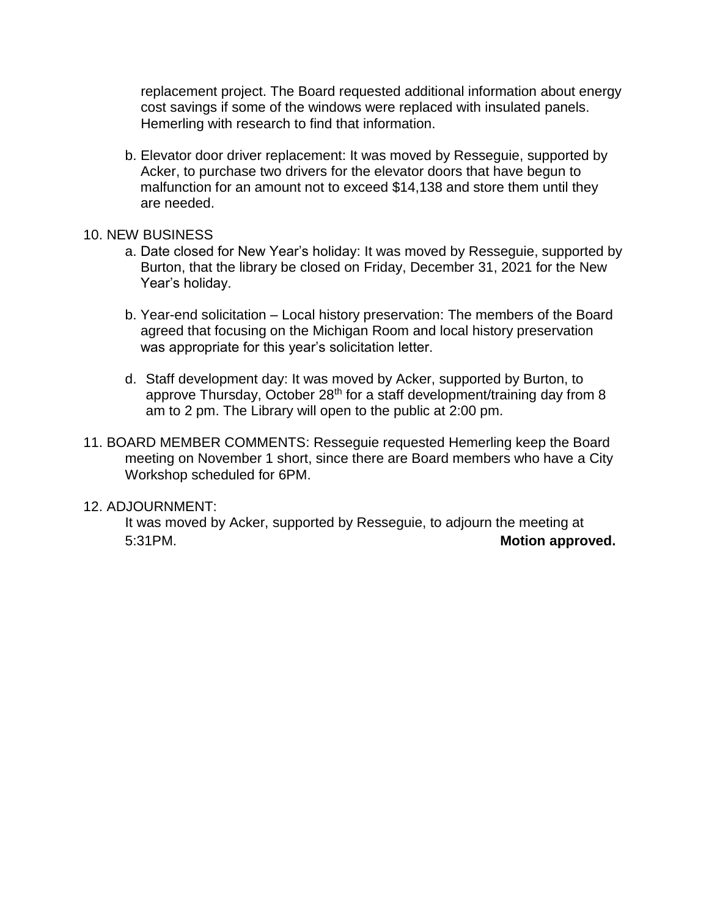replacement project. The Board requested additional information about energy cost savings if some of the windows were replaced with insulated panels. Hemerling with research to find that information.

b. Elevator door driver replacement: It was moved by Resseguie, supported by Acker, to purchase two drivers for the elevator doors that have begun to malfunction for an amount not to exceed $14,138 and store them until they are needed.

10. NEW BUSINESS

a. Date closed for New Year's holiday: It was moved by Resseguie, supported by Burton, that the library be closed on Friday, December 31, 2021 for the New Year's holiday.

b. Year-end solicitation – Local history preservation: The members of the Board agreed that focusing on the Michigan Room and local history preservation was appropriate for this year's solicitation letter.

d. Staff development day: It was moved by Acker, supported by Burton, to approve Thursday, October 28th for a staff development/training day from 8 am to 2 pm. The Library will open to the public at 2:00 pm.

11. BOARD MEMBER COMMENTS: Resseguie requested Hemerling keep the Board meeting on November 1 short, since there are Board members who have a City Workshop scheduled for 6PM.

12. ADJOURNMENT:

It was moved by Acker, supported by Resseguie, to adjourn the meeting at 5:31PM. **Motion approved.**